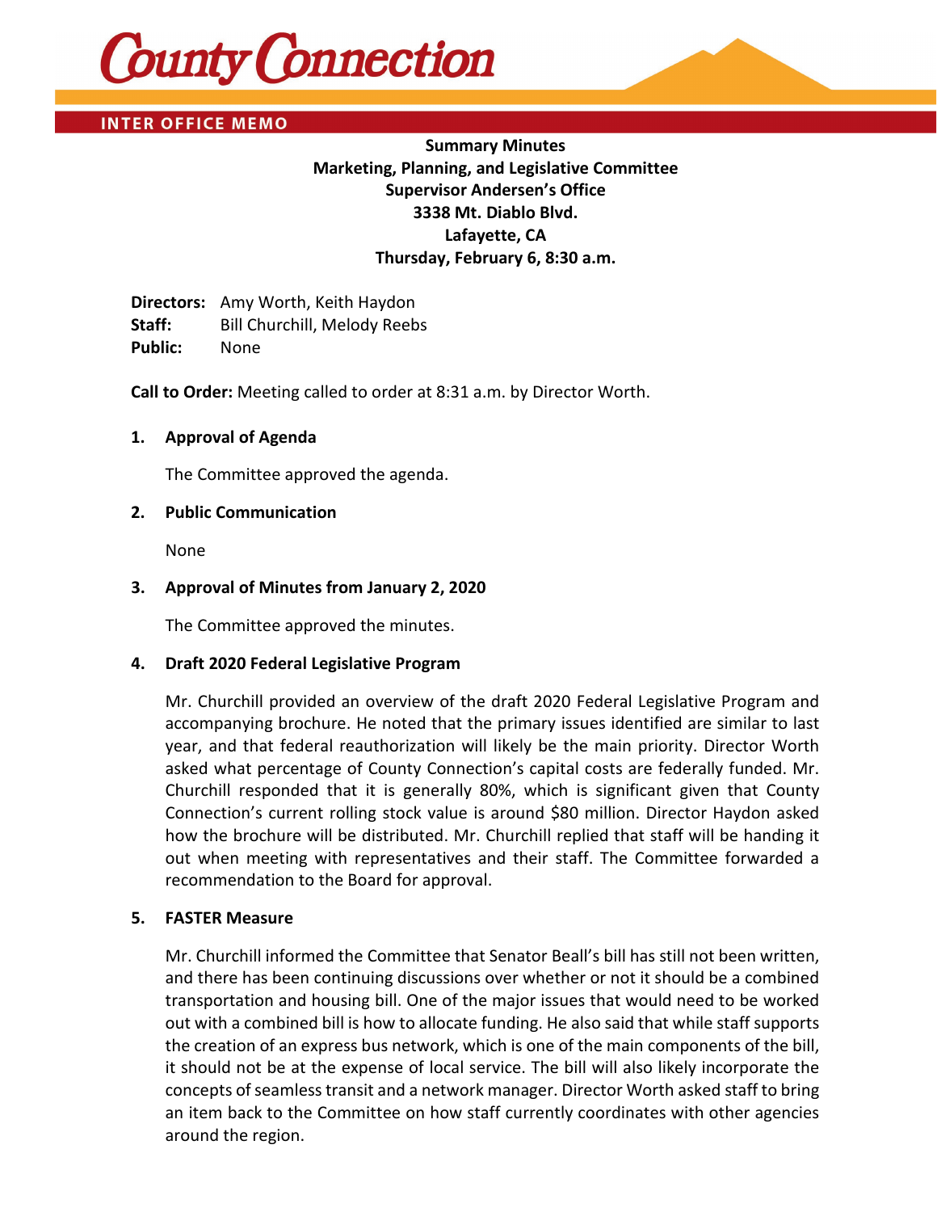**County Connection**

**INTER OFFICE MEMO**

**Summary Minutes**
**Marketing, Planning, and Legislative Committee**
**Supervisor Andersen's Office**
**3338 Mt. Diablo Blvd.**
**Lafayette, CA**
**Thursday, February 6, 8:30 a.m.**

**Directors:** Amy Worth, Keith Haydon
**Staff:** Bill Churchill, Melody Reebs
**Public:** None

**Call to Order:** Meeting called to order at 8:31 a.m. by Director Worth.

**1. Approval of Agenda**

The Committee approved the agenda.

**2. Public Communication**

None

**3. Approval of Minutes from January 2, 2020**

The Committee approved the minutes.

**4. Draft 2020 Federal Legislative Program**

Mr. Churchill provided an overview of the draft 2020 Federal Legislative Program and accompanying brochure. He noted that the primary issues identified are similar to last year, and that federal reauthorization will likely be the main priority. Director Worth asked what percentage of County Connection's capital costs are federally funded. Mr. Churchill responded that it is generally 80%, which is significant given that County Connection's current rolling stock value is around $80 million. Director Haydon asked how the brochure will be distributed. Mr. Churchill replied that staff will be handing it out when meeting with representatives and their staff. The Committee forwarded a recommendation to the Board for approval.

**5. FASTER Measure**

Mr. Churchill informed the Committee that Senator Beall's bill has still not been written, and there has been continuing discussions over whether or not it should be a combined transportation and housing bill. One of the major issues that would need to be worked out with a combined bill is how to allocate funding. He also said that while staff supports the creation of an express bus network, which is one of the main components of the bill, it should not be at the expense of local service. The bill will also likely incorporate the concepts of seamless transit and a network manager. Director Worth asked staff to bring an item back to the Committee on how staff currently coordinates with other agencies around the region.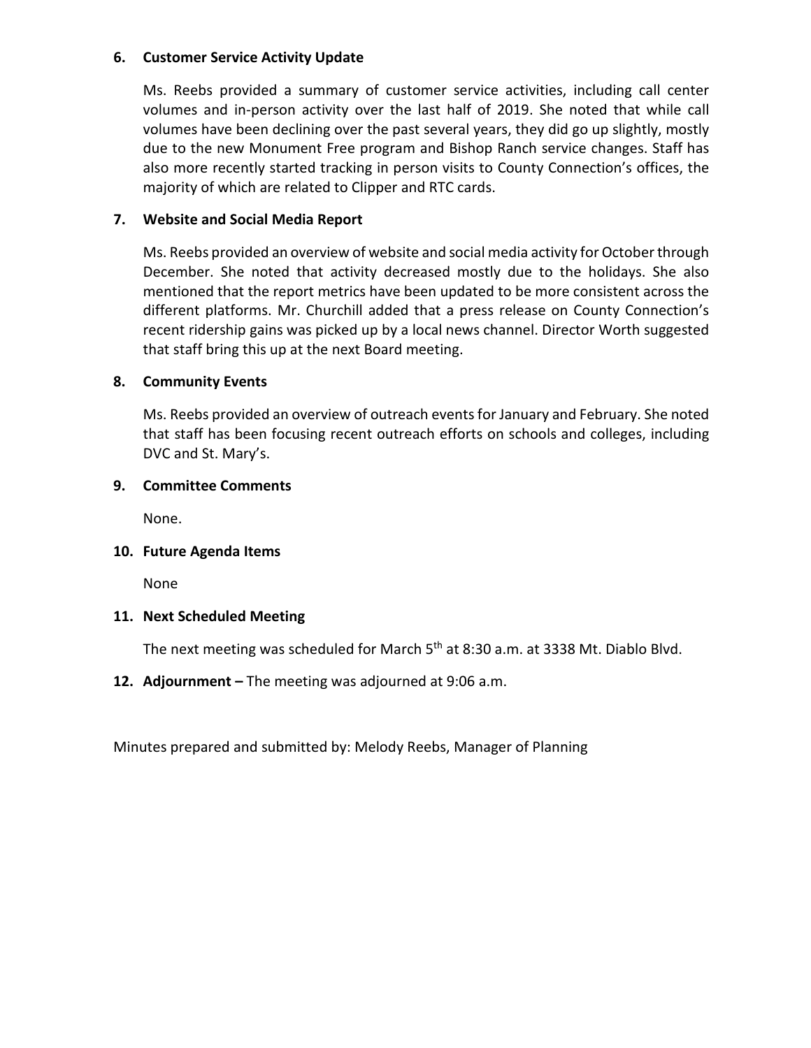**6. Customer Service Activity Update**

Ms. Reebs provided a summary of customer service activities, including call center volumes and in-person activity over the last half of 2019. She noted that while call volumes have been declining over the past several years, they did go up slightly, mostly due to the new Monument Free program and Bishop Ranch service changes. Staff has also more recently started tracking in person visits to County Connection's offices, the majority of which are related to Clipper and RTC cards.

**7. Website and Social Media Report**

Ms. Reebs provided an overview of website and social media activity for October through December. She noted that activity decreased mostly due to the holidays. She also mentioned that the report metrics have been updated to be more consistent across the different platforms. Mr. Churchill added that a press release on County Connection's recent ridership gains was picked up by a local news channel. Director Worth suggested that staff bring this up at the next Board meeting.

**8. Community Events**

Ms. Reebs provided an overview of outreach events for January and February. She noted that staff has been focusing recent outreach efforts on schools and colleges, including DVC and St. Mary's.

**9. Committee Comments**

None.

**10. Future Agenda Items**

None

**11. Next Scheduled Meeting**

The next meeting was scheduled for March 5th at 8:30 a.m. at 3338 Mt. Diablo Blvd.

**12. Adjournment –** The meeting was adjourned at 9:06 a.m.

Minutes prepared and submitted by: Melody Reebs, Manager of Planning